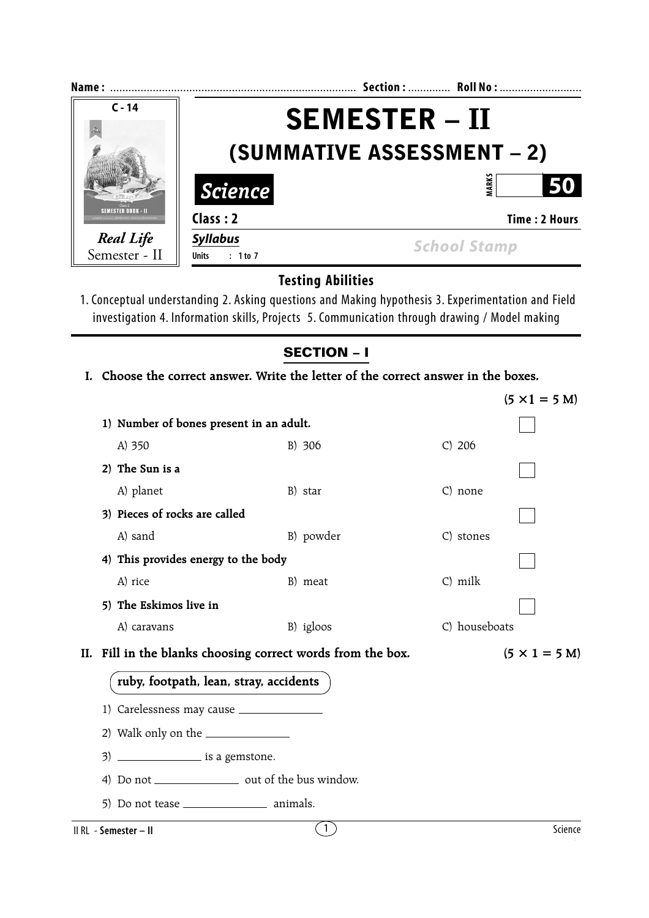**Name :** ................................................................................ **Section :** ............. **Roll No :** ...........................

C - 14

*Real Life*
Semester - II

# SEMESTER – II

## (SUMMATIVE ASSESSMENT – 2)

***Science*** | MARKS **50**

**Class : 2** | **Time : 2 Hours**

***Syllabus***
**Units : 1 to 7**

*School Stamp*

### Testing Abilities

1. Conceptual understanding 2. Asking questions and Making hypothesis 3. Experimentation and Field investigation 4. Information skills, Projects 5. Communication through drawing / Model making

## SECTION – I

**I. Choose the correct answer. Write the letter of the correct answer in the boxes.** **(5 ×1 = 5 M)**

**1) Number of bones present in an adult.** ☐

A) 350 B) 306 C) 206

**2) The Sun is a** ☐

A) planet B) star C) none

**3) Pieces of rocks are called** ☐

A) sand B) powder C) stones

**4) This provides energy to the body** ☐

A) rice B) meat C) milk

**5) The Eskimos live in** ☐

A) caravans B) igloos C) houseboats

**II. Fill in the blanks choosing correct words from the box.** **(5 × 1 = 5 M)**

**ruby, footpath, lean, stray, accidents**

1) Carelessness may cause ______________

2) Walk only on the ______________

3) ______________ is a gemstone.

4) Do not ______________ out of the bus window.

5) Do not tease ______________ animals.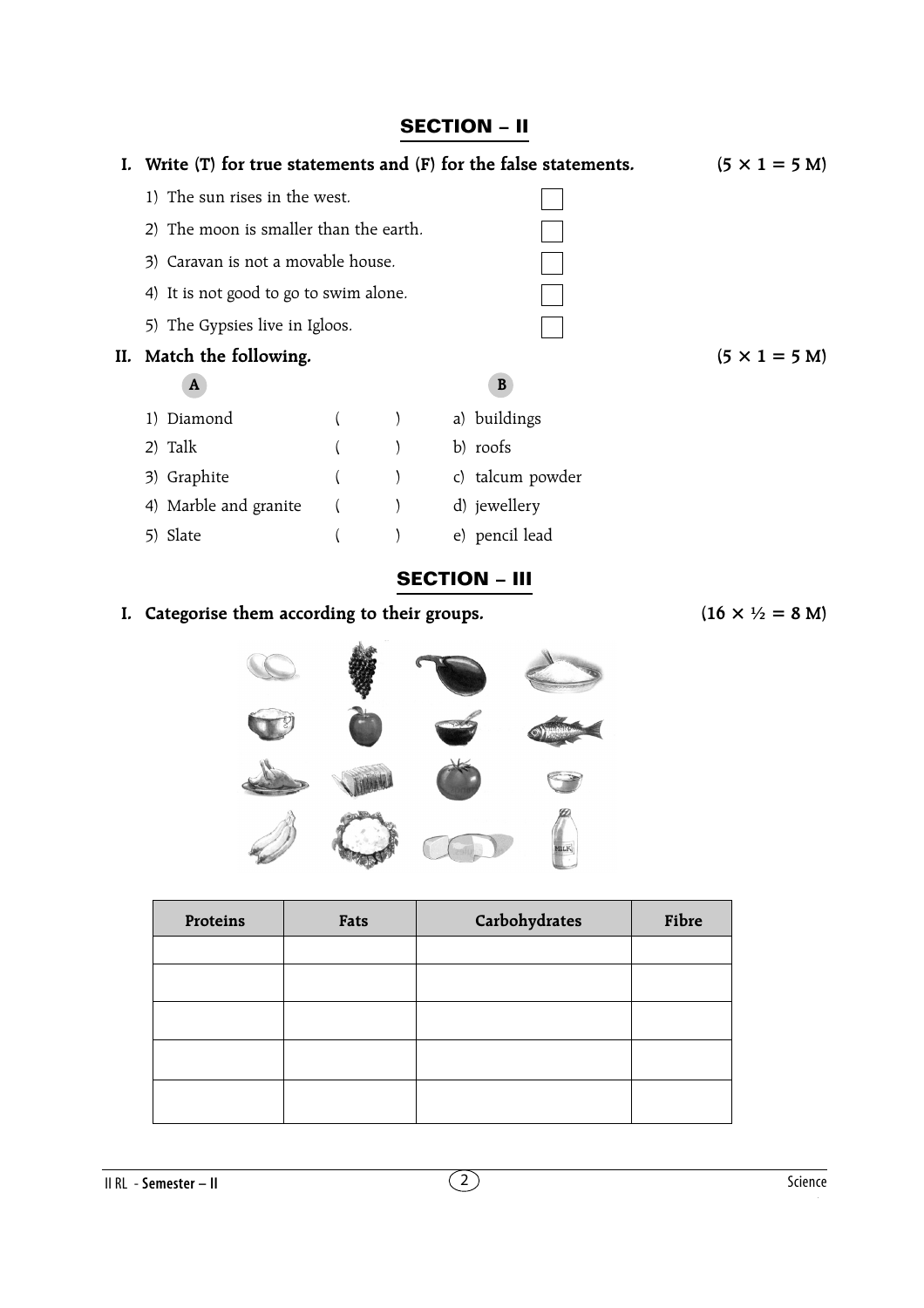## SECTION – II

**I. Write (T) for true statements and (F) for the false statements.** **(5 × 1 = 5 M)**

1) The sun rises in the west. ☐
2) The moon is smaller than the earth. ☐
3) Caravan is not a movable house. ☐
4) It is not good to go to swim alone. ☐
5) The Gypsies live in Igloos. ☐

**II. Match the following.** **(5 × 1 = 5 M)**

| A | | B |
|---|---|---|
| 1) Diamond | ( ) | a) buildings |
| 2) Talk | ( ) | b) roofs |
| 3) Graphite | ( ) | c) talcum powder |
| 4) Marble and granite | ( ) | d) jewellery |
| 5) Slate | ( ) | e) pencil lead |

## SECTION – III

**I. Categorise them according to their groups.** **(16 × ½ = 8 M)**

| Proteins | Fats | Carbohydrates | Fibre |
|---|---|---|---|
| | | | |
| | | | |
| | | | |
| | | | |
| | | | |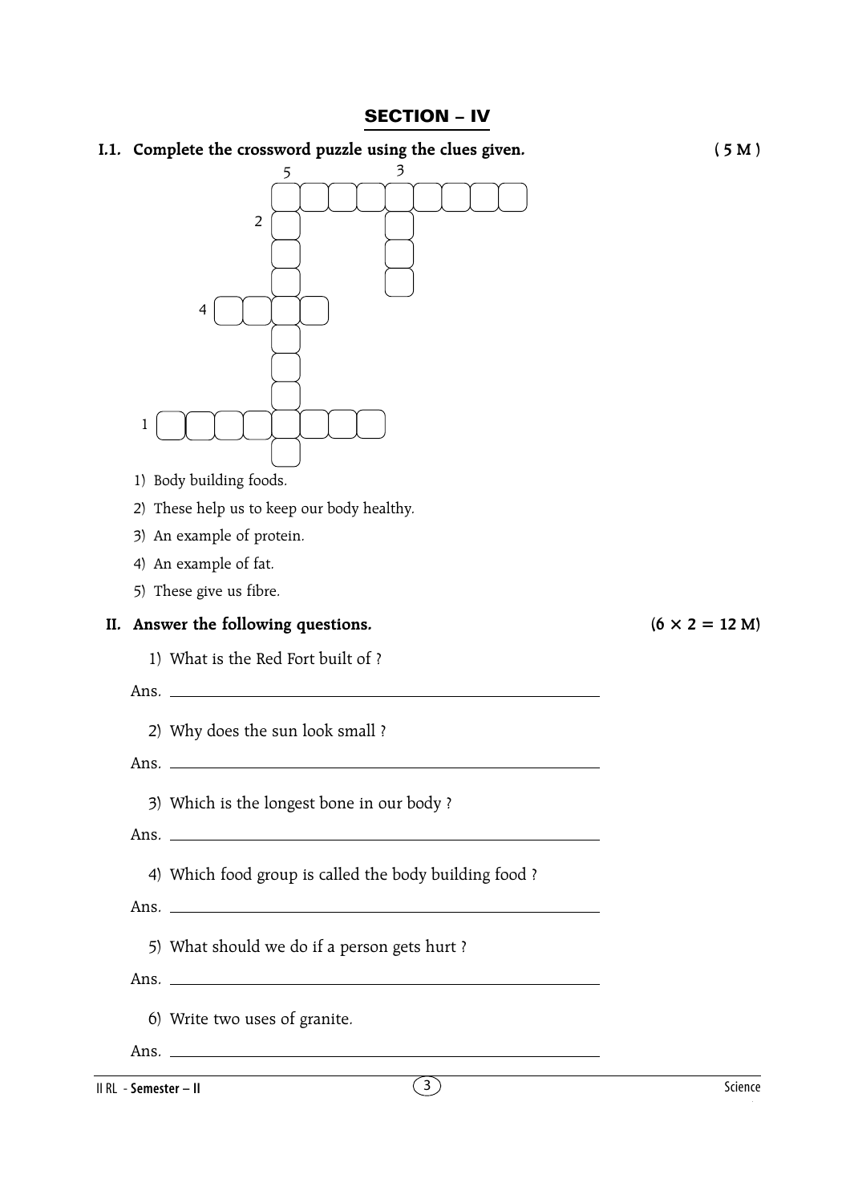## SECTION – IV

**I.1. Complete the crossword puzzle using the clues given.** **( 5 M )**

1) Body building foods.
2) These help us to keep our body healthy.
3) An example of protein.
4) An example of fat.
5) These give us fibre.

**II. Answer the following questions.** **(6 × 2 = 12 M)**

1) What is the Red Fort built of ?

Ans. ______________________________

2) Why does the sun look small ?

Ans. ______________________________

3) Which is the longest bone in our body ?

Ans. ______________________________

4) Which food group is called the body building food ?

Ans. ______________________________

5) What should we do if a person gets hurt ?

Ans. ______________________________

6) Write two uses of granite.

Ans. ______________________________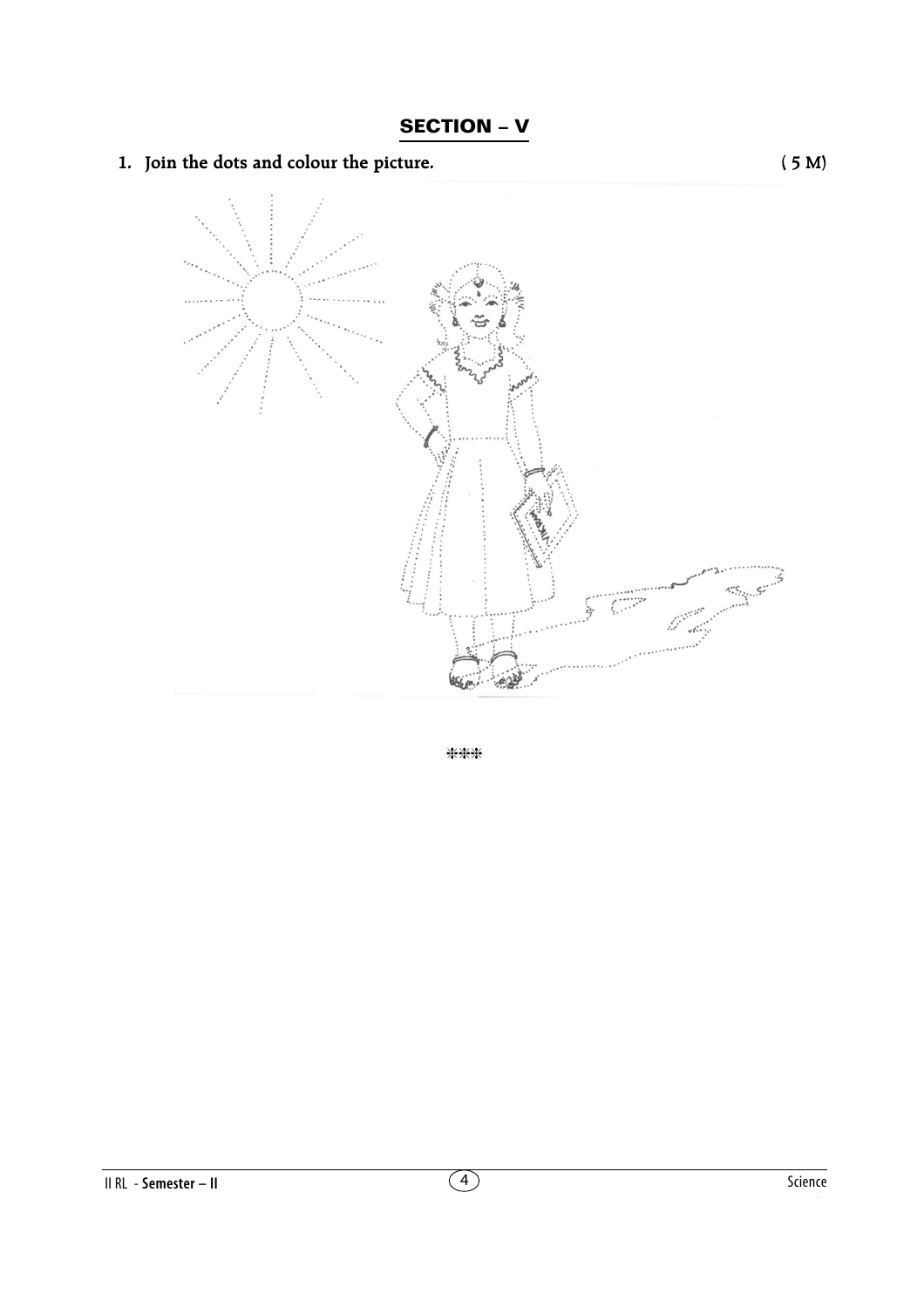## SECTION – V

**1. Join the dots and colour the picture.** **( 5 M)**

\*\*\*